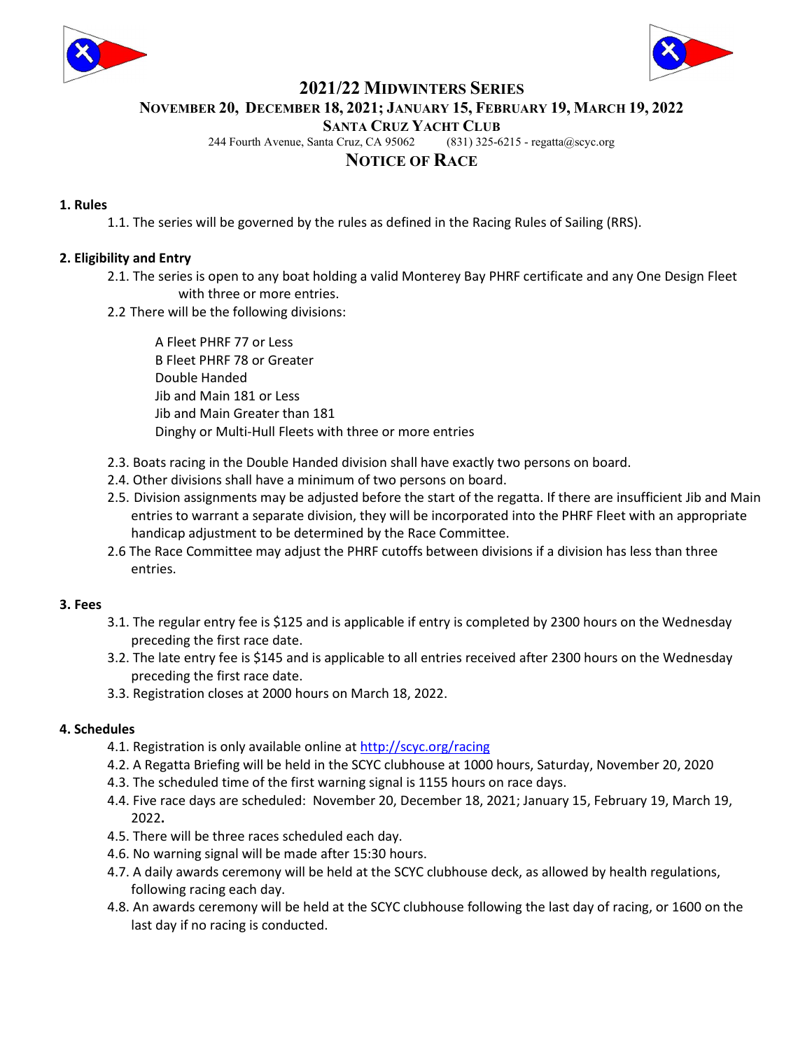# 2021/22 Midwinters Series

## November 20, December 18, 2021; January 15, February 19, March 19, 2022

### Santa Cruz Yacht Club

244 Fourth Avenue, Santa Cruz, CA 95062 (831) 325-6215 - regatta@scyc.org

## Notice of Race

**1. Rules**

1.1. The series will be governed by the rules as defined in the Racing Rules of Sailing (RRS).

**2. Eligibility and Entry**

2.1. The series is open to any boat holding a valid Monterey Bay PHRF certificate and any One Design Fleet with three or more entries.

2.2 There will be the following divisions:

A Fleet PHRF 77 or Less
B Fleet PHRF 78 or Greater
Double Handed
Jib and Main 181 or Less
Jib and Main Greater than 181
Dinghy or Multi-Hull Fleets with three or more entries

2.3. Boats racing in the Double Handed division shall have exactly two persons on board.

2.4. Other divisions shall have a minimum of two persons on board.

2.5. Division assignments may be adjusted before the start of the regatta. If there are insufficient Jib and Main entries to warrant a separate division, they will be incorporated into the PHRF Fleet with an appropriate handicap adjustment to be determined by the Race Committee.

2.6 The Race Committee may adjust the PHRF cutoffs between divisions if a division has less than three entries.

**3. Fees**

3.1. The regular entry fee is $125 and is applicable if entry is completed by 2300 hours on the Wednesday preceding the first race date.

3.2. The late entry fee is $145 and is applicable to all entries received after 2300 hours on the Wednesday preceding the first race date.

3.3. Registration closes at 2000 hours on March 18, 2022.

**4. Schedules**

4.1. Registration is only available online at [http://scyc.org/racing](http://scyc.org/racing)

4.2. A Regatta Briefing will be held in the SCYC clubhouse at 1000 hours, Saturday, November 20, 2020

4.3. The scheduled time of the first warning signal is 1155 hours on race days.

4.4. Five race days are scheduled: November 20, December 18, 2021; January 15, February 19, March 19, 2022**.**

4.5. There will be three races scheduled each day.

4.6. No warning signal will be made after 15:30 hours.

4.7. A daily awards ceremony will be held at the SCYC clubhouse deck, as allowed by health regulations, following racing each day.

4.8. An awards ceremony will be held at the SCYC clubhouse following the last day of racing, or 1600 on the last day if no racing is conducted.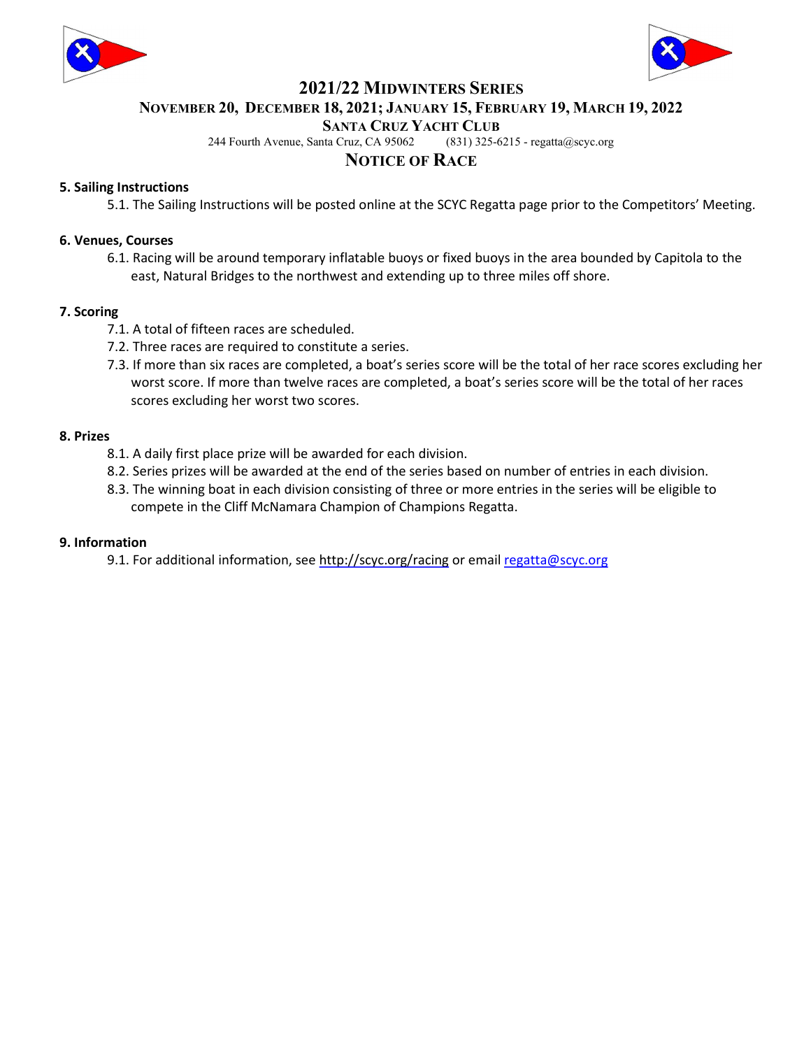# 2021/22 Midwinters Series

**November 20, December 18, 2021; January 15, February 19, March 19, 2022**

**Santa Cruz Yacht Club**

244 Fourth Avenue, Santa Cruz, CA 95062 (831) 325-6215 - regatta@scyc.org

## Notice of Race

**5. Sailing Instructions**

5.1. The Sailing Instructions will be posted online at the SCYC Regatta page prior to the Competitors' Meeting.

**6. Venues, Courses**

6.1. Racing will be around temporary inflatable buoys or fixed buoys in the area bounded by Capitola to the east, Natural Bridges to the northwest and extending up to three miles off shore.

**7. Scoring**

7.1. A total of fifteen races are scheduled.

7.2. Three races are required to constitute a series.

7.3. If more than six races are completed, a boat's series score will be the total of her race scores excluding her worst score. If more than twelve races are completed, a boat's series score will be the total of her races scores excluding her worst two scores.

**8. Prizes**

8.1. A daily first place prize will be awarded for each division.

8.2. Series prizes will be awarded at the end of the series based on number of entries in each division.

8.3. The winning boat in each division consisting of three or more entries in the series will be eligible to compete in the Cliff McNamara Champion of Champions Regatta.

**9. Information**

9.1. For additional information, see http://scyc.org/racing or email regatta@scyc.org